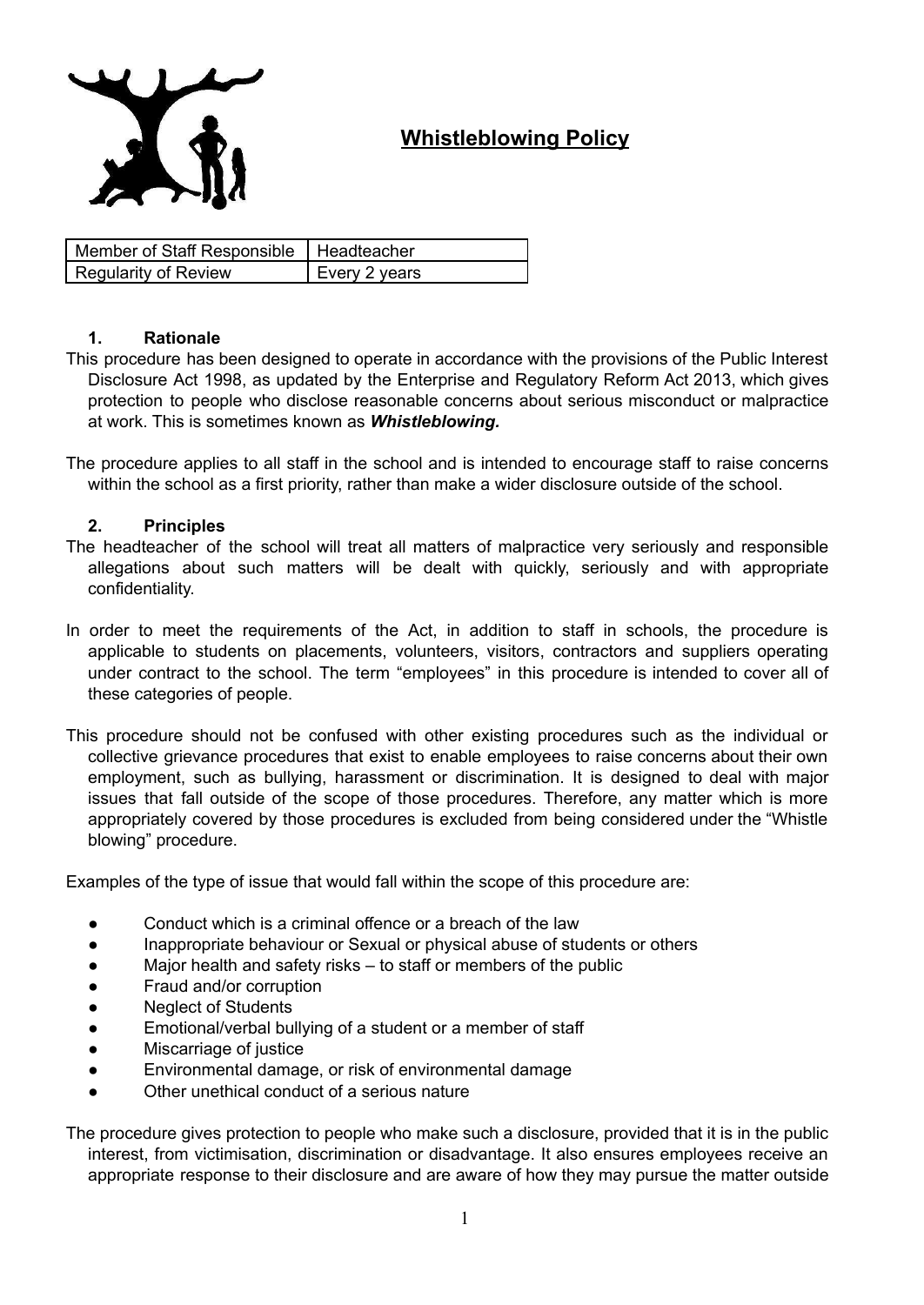# Whistleblowing Policy

| Member of Staff Responsible | Headteacher |
| --- | --- |
| Regularity of Review | Every 2 years |

## 1. Rationale

This procedure has been designed to operate in accordance with the provisions of the Public Interest Disclosure Act 1998, as updated by the Enterprise and Regulatory Reform Act 2013, which gives protection to people who disclose reasonable concerns about serious misconduct or malpractice at work. This is sometimes known as ***Whistleblowing.***

The procedure applies to all staff in the school and is intended to encourage staff to raise concerns within the school as a first priority, rather than make a wider disclosure outside of the school.

## 2. Principles

The headteacher of the school will treat all matters of malpractice very seriously and responsible allegations about such matters will be dealt with quickly, seriously and with appropriate confidentiality.

In order to meet the requirements of the Act, in addition to staff in schools, the procedure is applicable to students on placements, volunteers, visitors, contractors and suppliers operating under contract to the school. The term "employees" in this procedure is intended to cover all of these categories of people.

This procedure should not be confused with other existing procedures such as the individual or collective grievance procedures that exist to enable employees to raise concerns about their own employment, such as bullying, harassment or discrimination. It is designed to deal with major issues that fall outside of the scope of those procedures. Therefore, any matter which is more appropriately covered by those procedures is excluded from being considered under the "Whistle blowing" procedure.

Examples of the type of issue that would fall within the scope of this procedure are:

- Conduct which is a criminal offence or a breach of the law
- Inappropriate behaviour or Sexual or physical abuse of students or others
- Major health and safety risks – to staff or members of the public
- Fraud and/or corruption
- Neglect of Students
- Emotional/verbal bullying of a student or a member of staff
- Miscarriage of justice
- Environmental damage, or risk of environmental damage
- Other unethical conduct of a serious nature

The procedure gives protection to people who make such a disclosure, provided that it is in the public interest, from victimisation, discrimination or disadvantage. It also ensures employees receive an appropriate response to their disclosure and are aware of how they may pursue the matter outside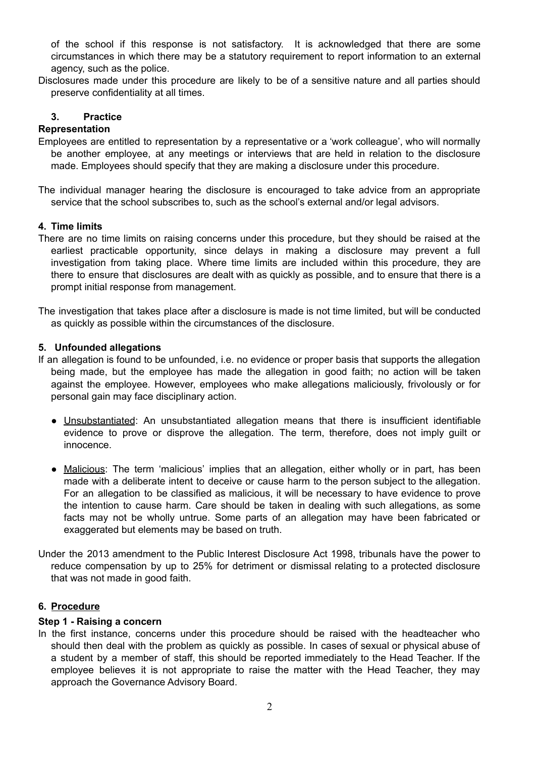of the school if this response is not satisfactory. It is acknowledged that there are some circumstances in which there may be a statutory requirement to report information to an external agency, such as the police.

Disclosures made under this procedure are likely to be of a sensitive nature and all parties should preserve confidentiality at all times.

## 3. Practice

**Representation**

Employees are entitled to representation by a representative or a 'work colleague', who will normally be another employee, at any meetings or interviews that are held in relation to the disclosure made. Employees should specify that they are making a disclosure under this procedure.

The individual manager hearing the disclosure is encouraged to take advice from an appropriate service that the school subscribes to, such as the school's external and/or legal advisors.

## 4. Time limits

There are no time limits on raising concerns under this procedure, but they should be raised at the earliest practicable opportunity, since delays in making a disclosure may prevent a full investigation from taking place. Where time limits are included within this procedure, they are there to ensure that disclosures are dealt with as quickly as possible, and to ensure that there is a prompt initial response from management.

The investigation that takes place after a disclosure is made is not time limited, but will be conducted as quickly as possible within the circumstances of the disclosure.

## 5. Unfounded allegations

If an allegation is found to be unfounded, i.e. no evidence or proper basis that supports the allegation being made, but the employee has made the allegation in good faith; no action will be taken against the employee. However, employees who make allegations maliciously, frivolously or for personal gain may face disciplinary action.

- Unsubstantiated: An unsubstantiated allegation means that there is insufficient identifiable evidence to prove or disprove the allegation. The term, therefore, does not imply guilt or innocence.
- Malicious: The term 'malicious' implies that an allegation, either wholly or in part, has been made with a deliberate intent to deceive or cause harm to the person subject to the allegation. For an allegation to be classified as malicious, it will be necessary to have evidence to prove the intention to cause harm. Care should be taken in dealing with such allegations, as some facts may not be wholly untrue. Some parts of an allegation may have been fabricated or exaggerated but elements may be based on truth.

Under the 2013 amendment to the Public Interest Disclosure Act 1998, tribunals have the power to reduce compensation by up to 25% for detriment or dismissal relating to a protected disclosure that was not made in good faith.

## 6. Procedure

**Step 1 - Raising a concern**

In the first instance, concerns under this procedure should be raised with the headteacher who should then deal with the problem as quickly as possible. In cases of sexual or physical abuse of a student by a member of staff, this should be reported immediately to the Head Teacher. If the employee believes it is not appropriate to raise the matter with the Head Teacher, they may approach the Governance Advisory Board.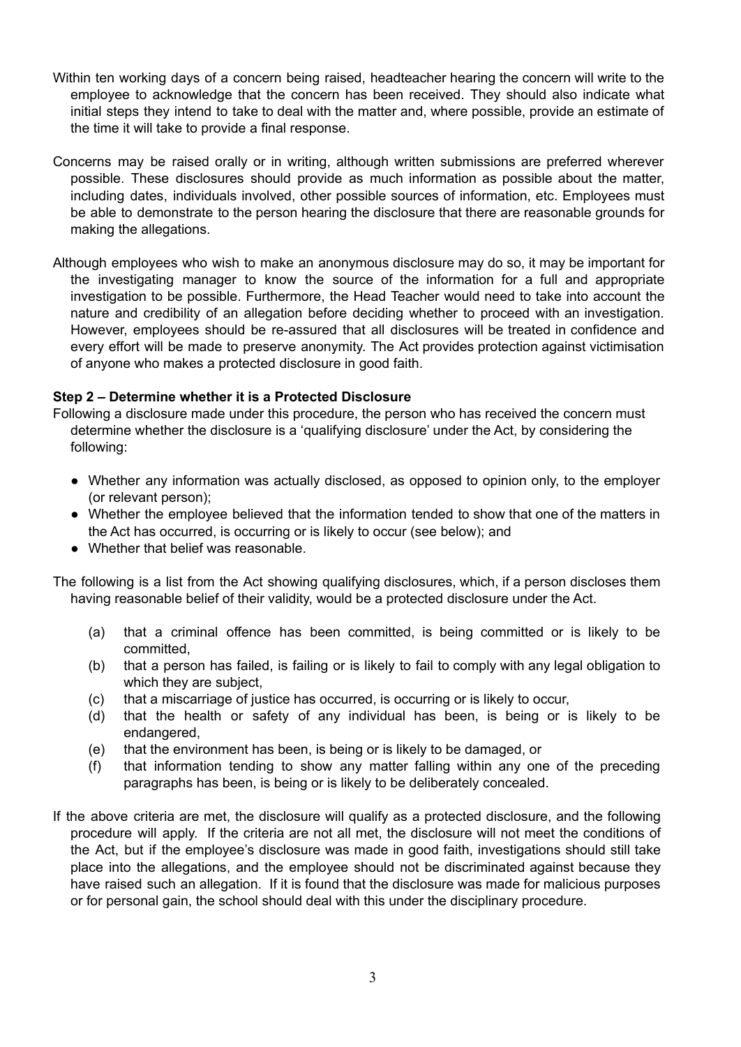Within ten working days of a concern being raised, headteacher hearing the concern will write to the employee to acknowledge that the concern has been received. They should also indicate what initial steps they intend to take to deal with the matter and, where possible, provide an estimate of the time it will take to provide a final response.

Concerns may be raised orally or in writing, although written submissions are preferred wherever possible. These disclosures should provide as much information as possible about the matter, including dates, individuals involved, other possible sources of information, etc. Employees must be able to demonstrate to the person hearing the disclosure that there are reasonable grounds for making the allegations.

Although employees who wish to make an anonymous disclosure may do so, it may be important for the investigating manager to know the source of the information for a full and appropriate investigation to be possible. Furthermore, the Head Teacher would need to take into account the nature and credibility of an allegation before deciding whether to proceed with an investigation. However, employees should be re-assured that all disclosures will be treated in confidence and every effort will be made to preserve anonymity. The Act provides protection against victimisation of anyone who makes a protected disclosure in good faith.

**Step 2 – Determine whether it is a Protected Disclosure**

Following a disclosure made under this procedure, the person who has received the concern must determine whether the disclosure is a 'qualifying disclosure' under the Act, by considering the following:

- Whether any information was actually disclosed, as opposed to opinion only, to the employer (or relevant person);
- Whether the employee believed that the information tended to show that one of the matters in the Act has occurred, is occurring or is likely to occur (see below); and
- Whether that belief was reasonable.

The following is a list from the Act showing qualifying disclosures, which, if a person discloses them having reasonable belief of their validity, would be a protected disclosure under the Act.

(a) that a criminal offence has been committed, is being committed or is likely to be committed,

(b) that a person has failed, is failing or is likely to fail to comply with any legal obligation to which they are subject,

(c) that a miscarriage of justice has occurred, is occurring or is likely to occur,

(d) that the health or safety of any individual has been, is being or is likely to be endangered,

(e) that the environment has been, is being or is likely to be damaged, or

(f) that information tending to show any matter falling within any one of the preceding paragraphs has been, is being or is likely to be deliberately concealed.

If the above criteria are met, the disclosure will qualify as a protected disclosure, and the following procedure will apply. If the criteria are not all met, the disclosure will not meet the conditions of the Act, but if the employee's disclosure was made in good faith, investigations should still take place into the allegations, and the employee should not be discriminated against because they have raised such an allegation. If it is found that the disclosure was made for malicious purposes or for personal gain, the school should deal with this under the disciplinary procedure.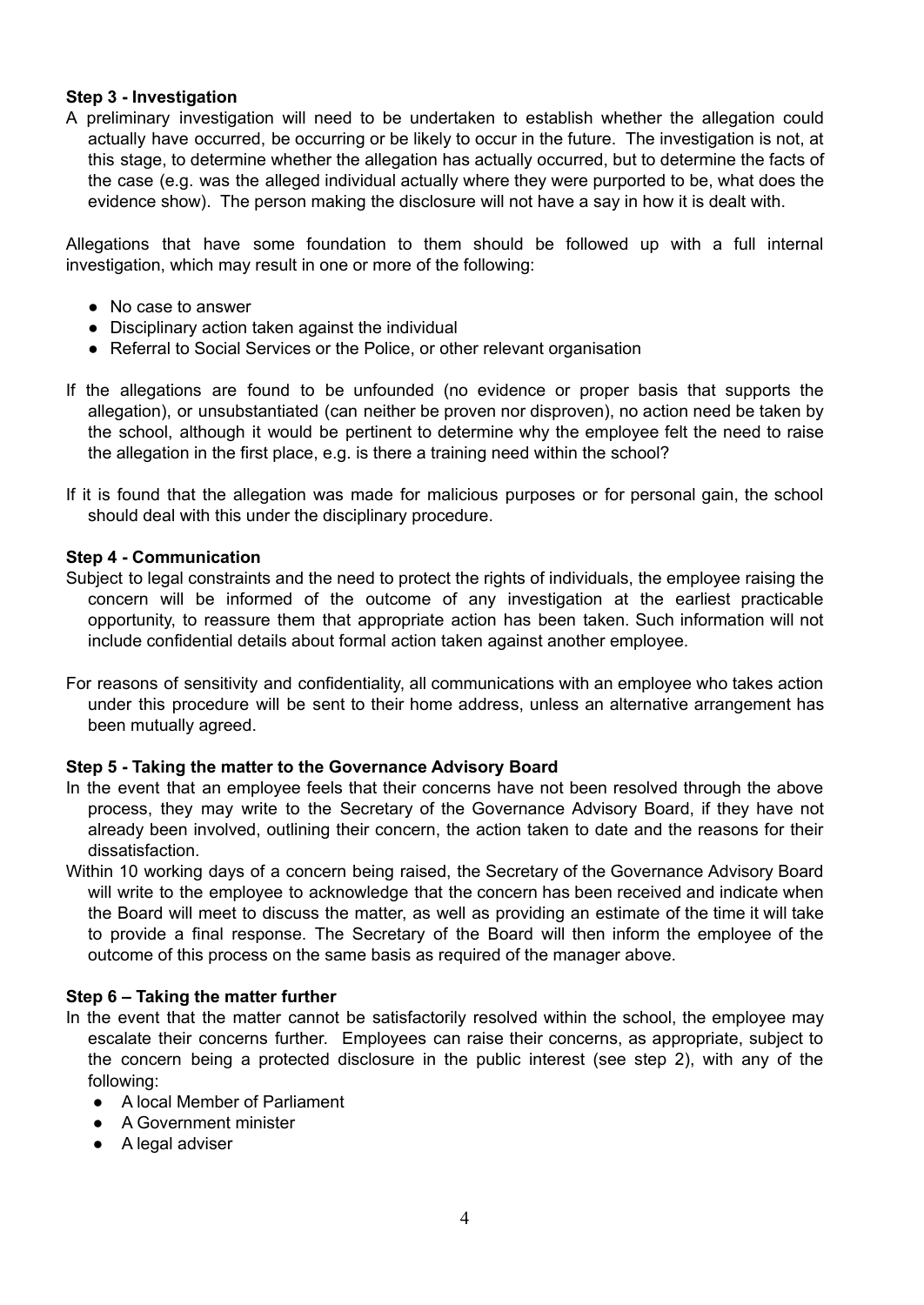**Step 3 - Investigation**

A preliminary investigation will need to be undertaken to establish whether the allegation could actually have occurred, be occurring or be likely to occur in the future. The investigation is not, at this stage, to determine whether the allegation has actually occurred, but to determine the facts of the case (e.g. was the alleged individual actually where they were purported to be, what does the evidence show). The person making the disclosure will not have a say in how it is dealt with.

Allegations that have some foundation to them should be followed up with a full internal investigation, which may result in one or more of the following:

- No case to answer
- Disciplinary action taken against the individual
- Referral to Social Services or the Police, or other relevant organisation

If the allegations are found to be unfounded (no evidence or proper basis that supports the allegation), or unsubstantiated (can neither be proven nor disproven), no action need be taken by the school, although it would be pertinent to determine why the employee felt the need to raise the allegation in the first place, e.g. is there a training need within the school?

If it is found that the allegation was made for malicious purposes or for personal gain, the school should deal with this under the disciplinary procedure.

**Step 4 - Communication**

Subject to legal constraints and the need to protect the rights of individuals, the employee raising the concern will be informed of the outcome of any investigation at the earliest practicable opportunity, to reassure them that appropriate action has been taken. Such information will not include confidential details about formal action taken against another employee.

For reasons of sensitivity and confidentiality, all communications with an employee who takes action under this procedure will be sent to their home address, unless an alternative arrangement has been mutually agreed.

**Step 5 - Taking the matter to the Governance Advisory Board**

In the event that an employee feels that their concerns have not been resolved through the above process, they may write to the Secretary of the Governance Advisory Board, if they have not already been involved, outlining their concern, the action taken to date and the reasons for their dissatisfaction.

Within 10 working days of a concern being raised, the Secretary of the Governance Advisory Board will write to the employee to acknowledge that the concern has been received and indicate when the Board will meet to discuss the matter, as well as providing an estimate of the time it will take to provide a final response. The Secretary of the Board will then inform the employee of the outcome of this process on the same basis as required of the manager above.

**Step 6 – Taking the matter further**

In the event that the matter cannot be satisfactorily resolved within the school, the employee may escalate their concerns further. Employees can raise their concerns, as appropriate, subject to the concern being a protected disclosure in the public interest (see step 2), with any of the following:

- A local Member of Parliament
- A Government minister
- A legal adviser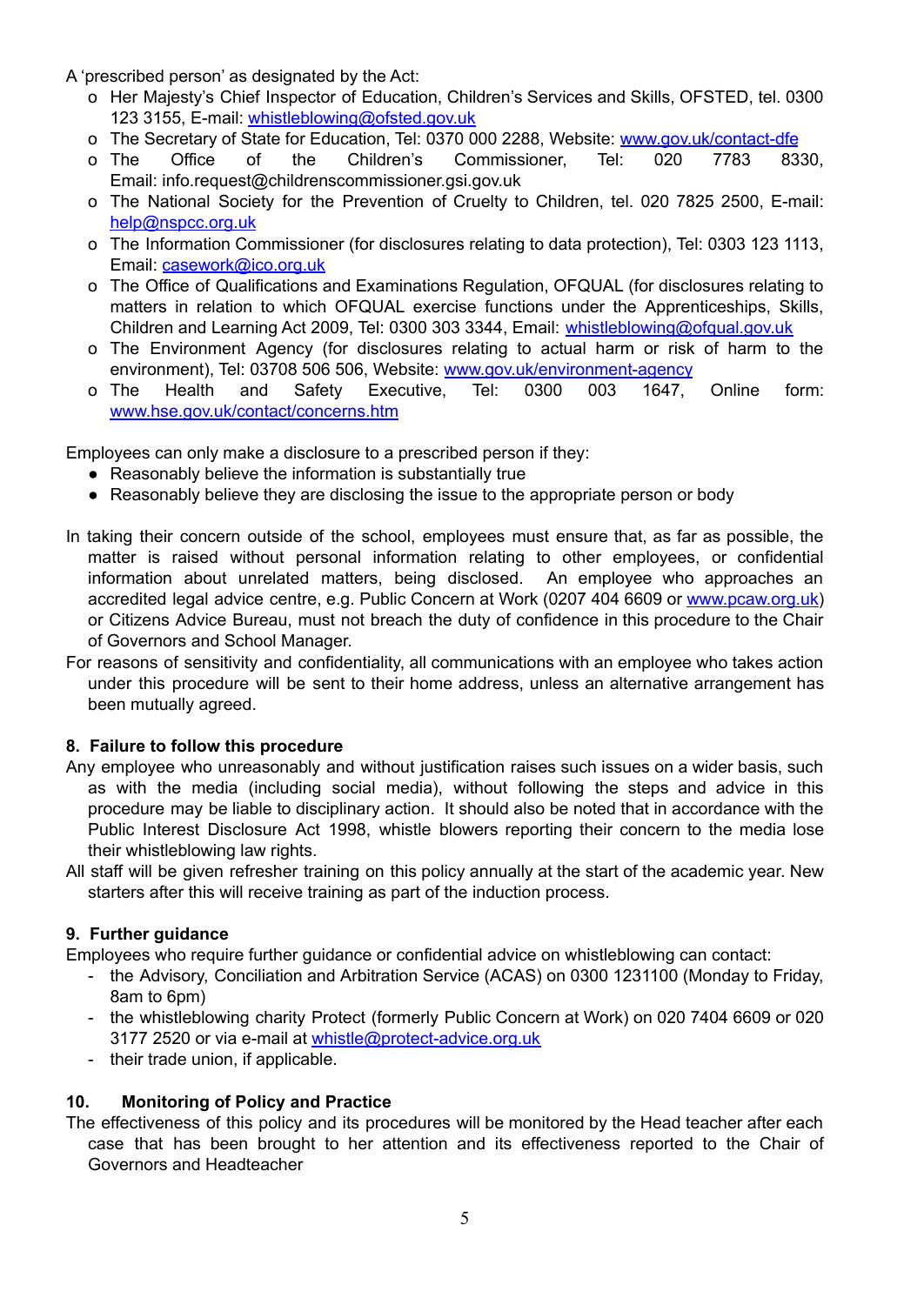A 'prescribed person' as designated by the Act:

- Her Majesty's Chief Inspector of Education, Children's Services and Skills, OFSTED, tel. 0300 123 3155, E-mail: whistleblowing@ofsted.gov.uk
- The Secretary of State for Education, Tel: 0370 000 2288, Website: www.gov.uk/contact-dfe
- The Office of the Children's Commissioner, Tel: 020 7783 8330, Email: info.request@childrenscommissioner.gsi.gov.uk
- The National Society for the Prevention of Cruelty to Children, tel. 020 7825 2500, E-mail: help@nspcc.org.uk
- The Information Commissioner (for disclosures relating to data protection), Tel: 0303 123 1113, Email: casework@ico.org.uk
- The Office of Qualifications and Examinations Regulation, OFQUAL (for disclosures relating to matters in relation to which OFQUAL exercise functions under the Apprenticeships, Skills, Children and Learning Act 2009, Tel: 0300 303 3344, Email: whistleblowing@ofqual.gov.uk
- The Environment Agency (for disclosures relating to actual harm or risk of harm to the environment), Tel: 03708 506 506, Website: www.gov.uk/environment-agency
- The Health and Safety Executive, Tel: 0300 003 1647, Online form: www.hse.gov.uk/contact/concerns.htm

Employees can only make a disclosure to a prescribed person if they:

- Reasonably believe the information is substantially true
- Reasonably believe they are disclosing the issue to the appropriate person or body

In taking their concern outside of the school, employees must ensure that, as far as possible, the matter is raised without personal information relating to other employees, or confidential information about unrelated matters, being disclosed. An employee who approaches an accredited legal advice centre, e.g. Public Concern at Work (0207 404 6609 or www.pcaw.org.uk) or Citizens Advice Bureau, must not breach the duty of confidence in this procedure to the Chair of Governors and School Manager.

For reasons of sensitivity and confidentiality, all communications with an employee who takes action under this procedure will be sent to their home address, unless an alternative arrangement has been mutually agreed.

## 8. Failure to follow this procedure

Any employee who unreasonably and without justification raises such issues on a wider basis, such as with the media (including social media), without following the steps and advice in this procedure may be liable to disciplinary action. It should also be noted that in accordance with the Public Interest Disclosure Act 1998, whistle blowers reporting their concern to the media lose their whistleblowing law rights.

All staff will be given refresher training on this policy annually at the start of the academic year. New starters after this will receive training as part of the induction process.

## 9. Further guidance

Employees who require further guidance or confidential advice on whistleblowing can contact:

- the Advisory, Conciliation and Arbitration Service (ACAS) on 0300 1231100 (Monday to Friday, 8am to 6pm)
- the whistleblowing charity Protect (formerly Public Concern at Work) on 020 7404 6609 or 020 3177 2520 or via e-mail at whistle@protect-advice.org.uk
- their trade union, if applicable.

## 10. Monitoring of Policy and Practice

The effectiveness of this policy and its procedures will be monitored by the Head teacher after each case that has been brought to her attention and its effectiveness reported to the Chair of Governors and Headteacher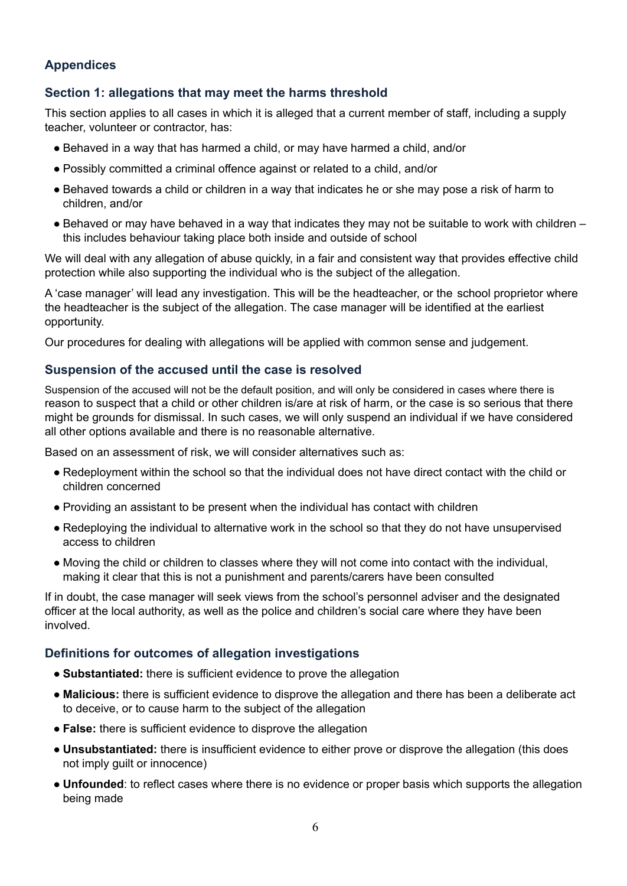## Appendices

### Section 1: allegations that may meet the harms threshold

This section applies to all cases in which it is alleged that a current member of staff, including a supply teacher, volunteer or contractor, has:

- Behaved in a way that has harmed a child, or may have harmed a child, and/or
- Possibly committed a criminal offence against or related to a child, and/or
- Behaved towards a child or children in a way that indicates he or she may pose a risk of harm to children, and/or
- Behaved or may have behaved in a way that indicates they may not be suitable to work with children – this includes behaviour taking place both inside and outside of school

We will deal with any allegation of abuse quickly, in a fair and consistent way that provides effective child protection while also supporting the individual who is the subject of the allegation.

A 'case manager' will lead any investigation. This will be the headteacher, or the school proprietor where the headteacher is the subject of the allegation. The case manager will be identified at the earliest opportunity.

Our procedures for dealing with allegations will be applied with common sense and judgement.

### Suspension of the accused until the case is resolved

Suspension of the accused will not be the default position, and will only be considered in cases where there is reason to suspect that a child or other children is/are at risk of harm, or the case is so serious that there might be grounds for dismissal. In such cases, we will only suspend an individual if we have considered all other options available and there is no reasonable alternative.

Based on an assessment of risk, we will consider alternatives such as:

- Redeployment within the school so that the individual does not have direct contact with the child or children concerned
- Providing an assistant to be present when the individual has contact with children
- Redeploying the individual to alternative work in the school so that they do not have unsupervised access to children
- Moving the child or children to classes where they will not come into contact with the individual, making it clear that this is not a punishment and parents/carers have been consulted

If in doubt, the case manager will seek views from the school's personnel adviser and the designated officer at the local authority, as well as the police and children's social care where they have been involved.

### Definitions for outcomes of allegation investigations

- **Substantiated:** there is sufficient evidence to prove the allegation
- **Malicious:** there is sufficient evidence to disprove the allegation and there has been a deliberate act to deceive, or to cause harm to the subject of the allegation
- **False:** there is sufficient evidence to disprove the allegation
- **Unsubstantiated:** there is insufficient evidence to either prove or disprove the allegation (this does not imply guilt or innocence)
- **Unfounded**: to reflect cases where there is no evidence or proper basis which supports the allegation being made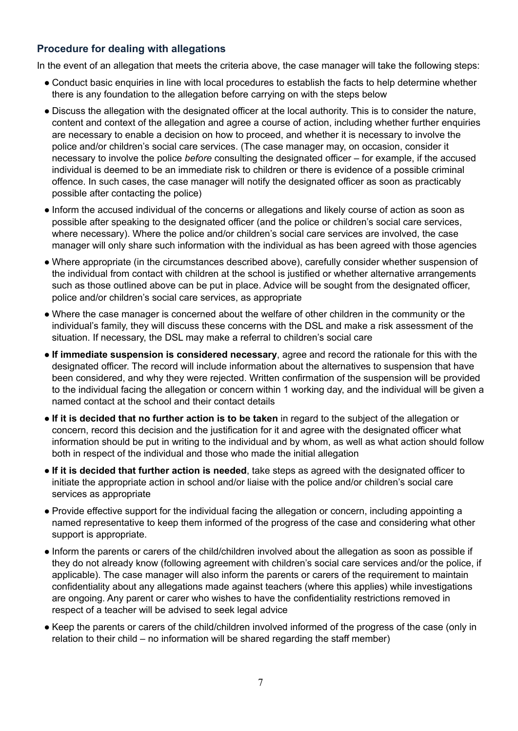### Procedure for dealing with allegations

In the event of an allegation that meets the criteria above, the case manager will take the following steps:

- Conduct basic enquiries in line with local procedures to establish the facts to help determine whether there is any foundation to the allegation before carrying on with the steps below
- Discuss the allegation with the designated officer at the local authority. This is to consider the nature, content and context of the allegation and agree a course of action, including whether further enquiries are necessary to enable a decision on how to proceed, and whether it is necessary to involve the police and/or children's social care services. (The case manager may, on occasion, consider it necessary to involve the police *before* consulting the designated officer – for example, if the accused individual is deemed to be an immediate risk to children or there is evidence of a possible criminal offence. In such cases, the case manager will notify the designated officer as soon as practicably possible after contacting the police)
- Inform the accused individual of the concerns or allegations and likely course of action as soon as possible after speaking to the designated officer (and the police or children's social care services, where necessary). Where the police and/or children's social care services are involved, the case manager will only share such information with the individual as has been agreed with those agencies
- Where appropriate (in the circumstances described above), carefully consider whether suspension of the individual from contact with children at the school is justified or whether alternative arrangements such as those outlined above can be put in place. Advice will be sought from the designated officer, police and/or children's social care services, as appropriate
- Where the case manager is concerned about the welfare of other children in the community or the individual's family, they will discuss these concerns with the DSL and make a risk assessment of the situation. If necessary, the DSL may make a referral to children's social care
- **If immediate suspension is considered necessary**, agree and record the rationale for this with the designated officer. The record will include information about the alternatives to suspension that have been considered, and why they were rejected. Written confirmation of the suspension will be provided to the individual facing the allegation or concern within 1 working day, and the individual will be given a named contact at the school and their contact details
- **If it is decided that no further action is to be taken** in regard to the subject of the allegation or concern, record this decision and the justification for it and agree with the designated officer what information should be put in writing to the individual and by whom, as well as what action should follow both in respect of the individual and those who made the initial allegation
- **If it is decided that further action is needed**, take steps as agreed with the designated officer to initiate the appropriate action in school and/or liaise with the police and/or children's social care services as appropriate
- Provide effective support for the individual facing the allegation or concern, including appointing a named representative to keep them informed of the progress of the case and considering what other support is appropriate.
- Inform the parents or carers of the child/children involved about the allegation as soon as possible if they do not already know (following agreement with children's social care services and/or the police, if applicable). The case manager will also inform the parents or carers of the requirement to maintain confidentiality about any allegations made against teachers (where this applies) while investigations are ongoing. Any parent or carer who wishes to have the confidentiality restrictions removed in respect of a teacher will be advised to seek legal advice
- Keep the parents or carers of the child/children involved informed of the progress of the case (only in relation to their child – no information will be shared regarding the staff member)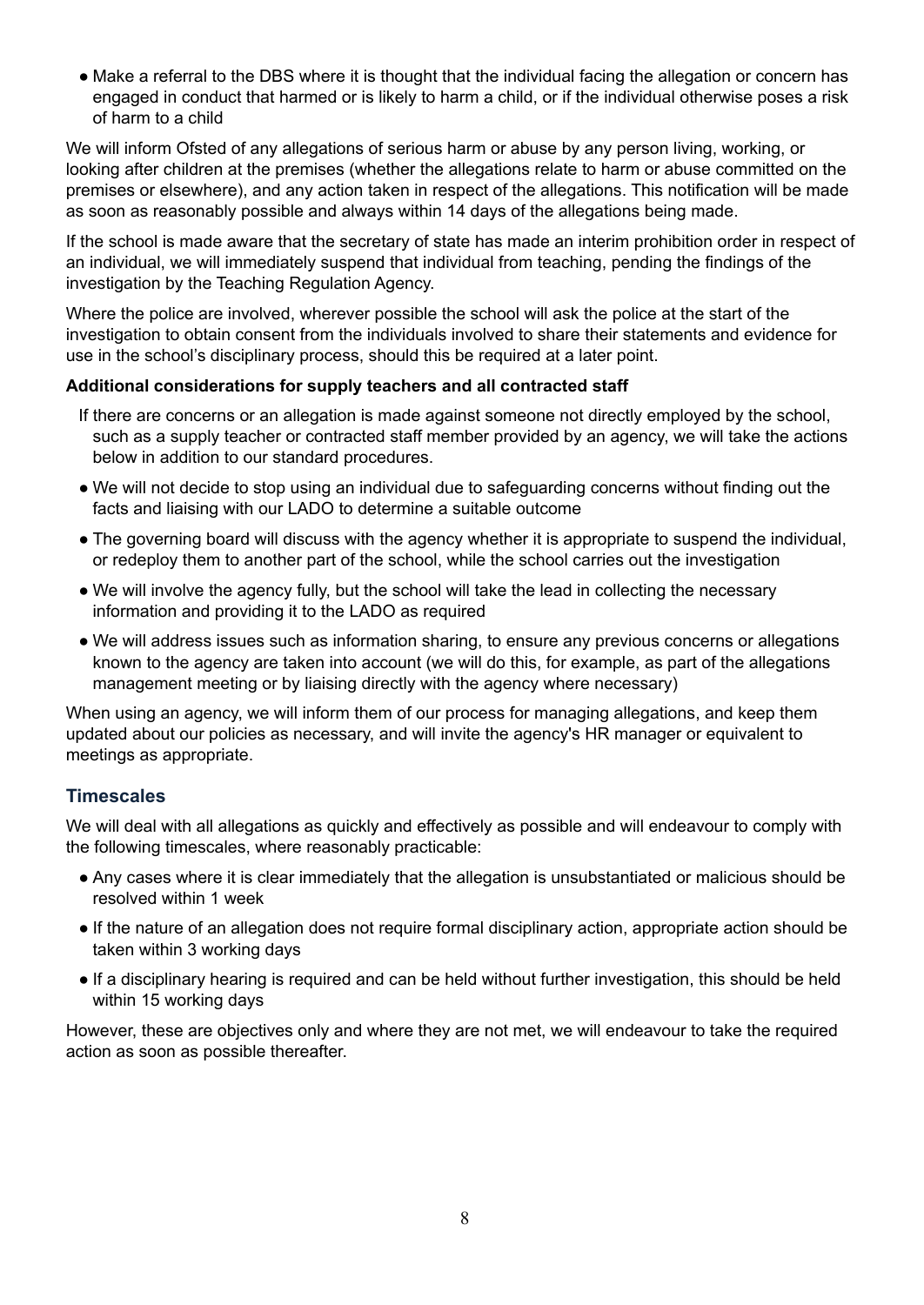- Make a referral to the DBS where it is thought that the individual facing the allegation or concern has engaged in conduct that harmed or is likely to harm a child, or if the individual otherwise poses a risk of harm to a child

We will inform Ofsted of any allegations of serious harm or abuse by any person living, working, or looking after children at the premises (whether the allegations relate to harm or abuse committed on the premises or elsewhere), and any action taken in respect of the allegations. This notification will be made as soon as reasonably possible and always within 14 days of the allegations being made.

If the school is made aware that the secretary of state has made an interim prohibition order in respect of an individual, we will immediately suspend that individual from teaching, pending the findings of the investigation by the Teaching Regulation Agency.

Where the police are involved, wherever possible the school will ask the police at the start of the investigation to obtain consent from the individuals involved to share their statements and evidence for use in the school's disciplinary process, should this be required at a later point.

**Additional considerations for supply teachers and all contracted staff**

If there are concerns or an allegation is made against someone not directly employed by the school, such as a supply teacher or contracted staff member provided by an agency, we will take the actions below in addition to our standard procedures.

- We will not decide to stop using an individual due to safeguarding concerns without finding out the facts and liaising with our LADO to determine a suitable outcome
- The governing board will discuss with the agency whether it is appropriate to suspend the individual, or redeploy them to another part of the school, while the school carries out the investigation
- We will involve the agency fully, but the school will take the lead in collecting the necessary information and providing it to the LADO as required
- We will address issues such as information sharing, to ensure any previous concerns or allegations known to the agency are taken into account (we will do this, for example, as part of the allegations management meeting or by liaising directly with the agency where necessary)

When using an agency, we will inform them of our process for managing allegations, and keep them updated about our policies as necessary, and will invite the agency's HR manager or equivalent to meetings as appropriate.

## Timescales

We will deal with all allegations as quickly and effectively as possible and will endeavour to comply with the following timescales, where reasonably practicable:

- Any cases where it is clear immediately that the allegation is unsubstantiated or malicious should be resolved within 1 week
- If the nature of an allegation does not require formal disciplinary action, appropriate action should be taken within 3 working days
- If a disciplinary hearing is required and can be held without further investigation, this should be held within 15 working days

However, these are objectives only and where they are not met, we will endeavour to take the required action as soon as possible thereafter.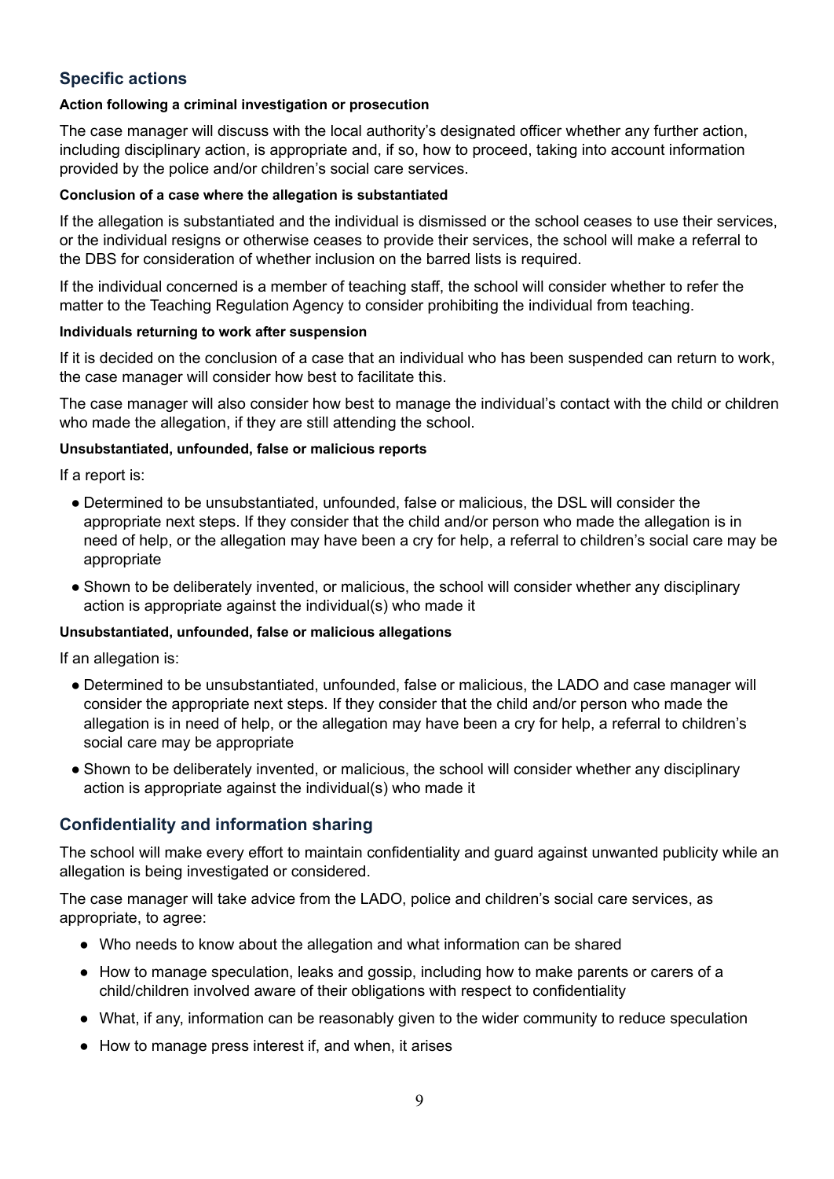## Specific actions

#### Action following a criminal investigation or prosecution

The case manager will discuss with the local authority's designated officer whether any further action, including disciplinary action, is appropriate and, if so, how to proceed, taking into account information provided by the police and/or children's social care services.

#### Conclusion of a case where the allegation is substantiated

If the allegation is substantiated and the individual is dismissed or the school ceases to use their services, or the individual resigns or otherwise ceases to provide their services, the school will make a referral to the DBS for consideration of whether inclusion on the barred lists is required.

If the individual concerned is a member of teaching staff, the school will consider whether to refer the matter to the Teaching Regulation Agency to consider prohibiting the individual from teaching.

#### Individuals returning to work after suspension

If it is decided on the conclusion of a case that an individual who has been suspended can return to work, the case manager will consider how best to facilitate this.

The case manager will also consider how best to manage the individual's contact with the child or children who made the allegation, if they are still attending the school.

#### Unsubstantiated, unfounded, false or malicious reports

If a report is:

- Determined to be unsubstantiated, unfounded, false or malicious, the DSL will consider the appropriate next steps. If they consider that the child and/or person who made the allegation is in need of help, or the allegation may have been a cry for help, a referral to children's social care may be appropriate
- Shown to be deliberately invented, or malicious, the school will consider whether any disciplinary action is appropriate against the individual(s) who made it

#### Unsubstantiated, unfounded, false or malicious allegations

If an allegation is:

- Determined to be unsubstantiated, unfounded, false or malicious, the LADO and case manager will consider the appropriate next steps. If they consider that the child and/or person who made the allegation is in need of help, or the allegation may have been a cry for help, a referral to children's social care may be appropriate
- Shown to be deliberately invented, or malicious, the school will consider whether any disciplinary action is appropriate against the individual(s) who made it

## Confidentiality and information sharing

The school will make every effort to maintain confidentiality and guard against unwanted publicity while an allegation is being investigated or considered.

The case manager will take advice from the LADO, police and children's social care services, as appropriate, to agree:

- Who needs to know about the allegation and what information can be shared
- How to manage speculation, leaks and gossip, including how to make parents or carers of a child/children involved aware of their obligations with respect to confidentiality
- What, if any, information can be reasonably given to the wider community to reduce speculation
- How to manage press interest if, and when, it arises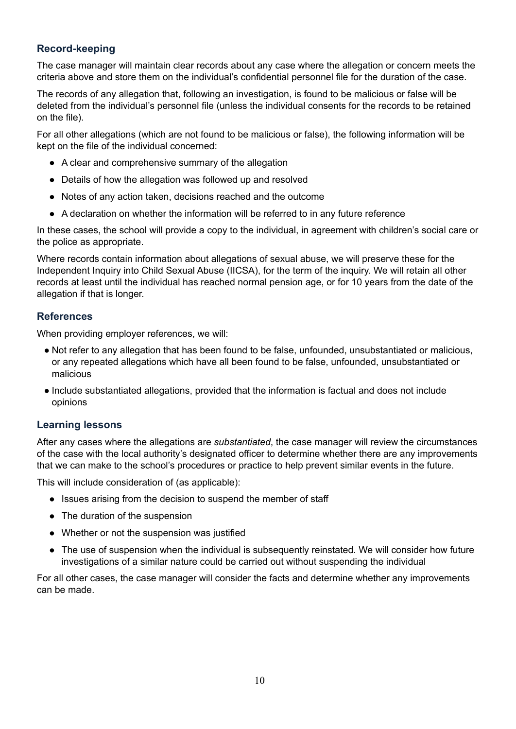### Record-keeping

The case manager will maintain clear records about any case where the allegation or concern meets the criteria above and store them on the individual's confidential personnel file for the duration of the case.

The records of any allegation that, following an investigation, is found to be malicious or false will be deleted from the individual's personnel file (unless the individual consents for the records to be retained on the file).

For all other allegations (which are not found to be malicious or false), the following information will be kept on the file of the individual concerned:

- A clear and comprehensive summary of the allegation
- Details of how the allegation was followed up and resolved
- Notes of any action taken, decisions reached and the outcome
- A declaration on whether the information will be referred to in any future reference

In these cases, the school will provide a copy to the individual, in agreement with children's social care or the police as appropriate.

Where records contain information about allegations of sexual abuse, we will preserve these for the Independent Inquiry into Child Sexual Abuse (IICSA), for the term of the inquiry. We will retain all other records at least until the individual has reached normal pension age, or for 10 years from the date of the allegation if that is longer.

### References

When providing employer references, we will:

- Not refer to any allegation that has been found to be false, unfounded, unsubstantiated or malicious, or any repeated allegations which have all been found to be false, unfounded, unsubstantiated or malicious
- Include substantiated allegations, provided that the information is factual and does not include opinions

### Learning lessons

After any cases where the allegations are *substantiated*, the case manager will review the circumstances of the case with the local authority's designated officer to determine whether there are any improvements that we can make to the school's procedures or practice to help prevent similar events in the future.

This will include consideration of (as applicable):

- Issues arising from the decision to suspend the member of staff
- The duration of the suspension
- Whether or not the suspension was justified
- The use of suspension when the individual is subsequently reinstated. We will consider how future investigations of a similar nature could be carried out without suspending the individual

For all other cases, the case manager will consider the facts and determine whether any improvements can be made.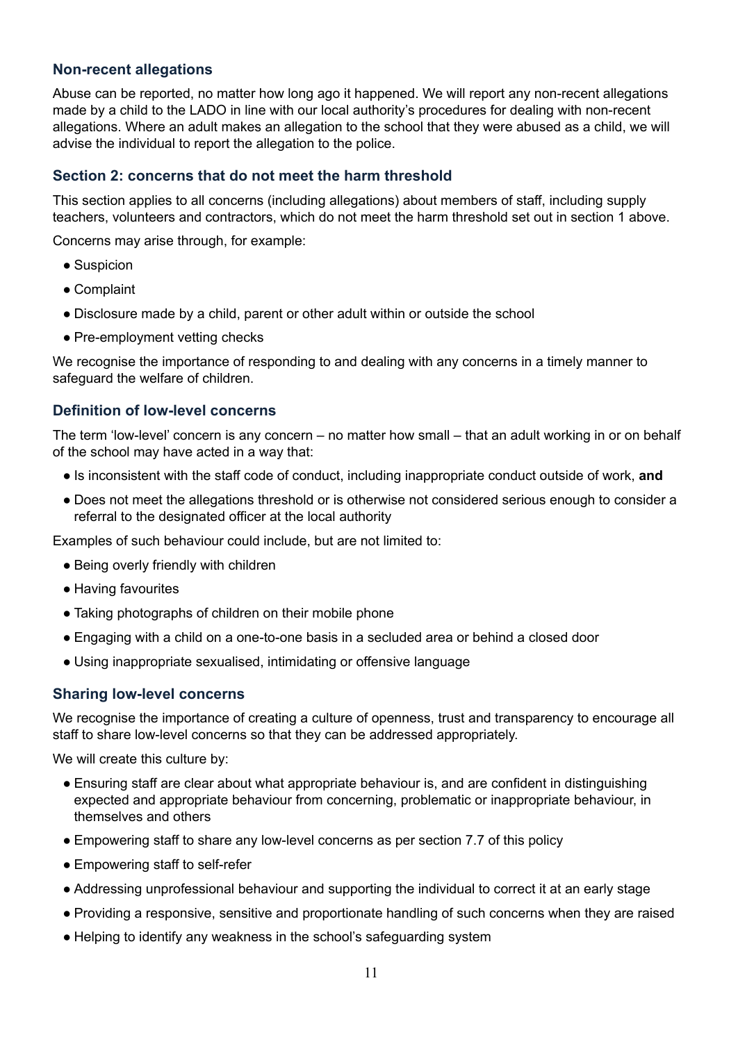### Non-recent allegations

Abuse can be reported, no matter how long ago it happened. We will report any non-recent allegations made by a child to the LADO in line with our local authority's procedures for dealing with non-recent allegations. Where an adult makes an allegation to the school that they were abused as a child, we will advise the individual to report the allegation to the police.

### Section 2: concerns that do not meet the harm threshold

This section applies to all concerns (including allegations) about members of staff, including supply teachers, volunteers and contractors, which do not meet the harm threshold set out in section 1 above.

Concerns may arise through, for example:

- Suspicion
- Complaint
- Disclosure made by a child, parent or other adult within or outside the school
- Pre-employment vetting checks

We recognise the importance of responding to and dealing with any concerns in a timely manner to safeguard the welfare of children.

### Definition of low-level concerns

The term 'low-level' concern is any concern – no matter how small – that an adult working in or on behalf of the school may have acted in a way that:

- Is inconsistent with the staff code of conduct, including inappropriate conduct outside of work, **and**
- Does not meet the allegations threshold or is otherwise not considered serious enough to consider a referral to the designated officer at the local authority

Examples of such behaviour could include, but are not limited to:

- Being overly friendly with children
- Having favourites
- Taking photographs of children on their mobile phone
- Engaging with a child on a one-to-one basis in a secluded area or behind a closed door
- Using inappropriate sexualised, intimidating or offensive language

### Sharing low-level concerns

We recognise the importance of creating a culture of openness, trust and transparency to encourage all staff to share low-level concerns so that they can be addressed appropriately.

We will create this culture by:

- Ensuring staff are clear about what appropriate behaviour is, and are confident in distinguishing expected and appropriate behaviour from concerning, problematic or inappropriate behaviour, in themselves and others
- Empowering staff to share any low-level concerns as per section 7.7 of this policy
- Empowering staff to self-refer
- Addressing unprofessional behaviour and supporting the individual to correct it at an early stage
- Providing a responsive, sensitive and proportionate handling of such concerns when they are raised
- Helping to identify any weakness in the school's safeguarding system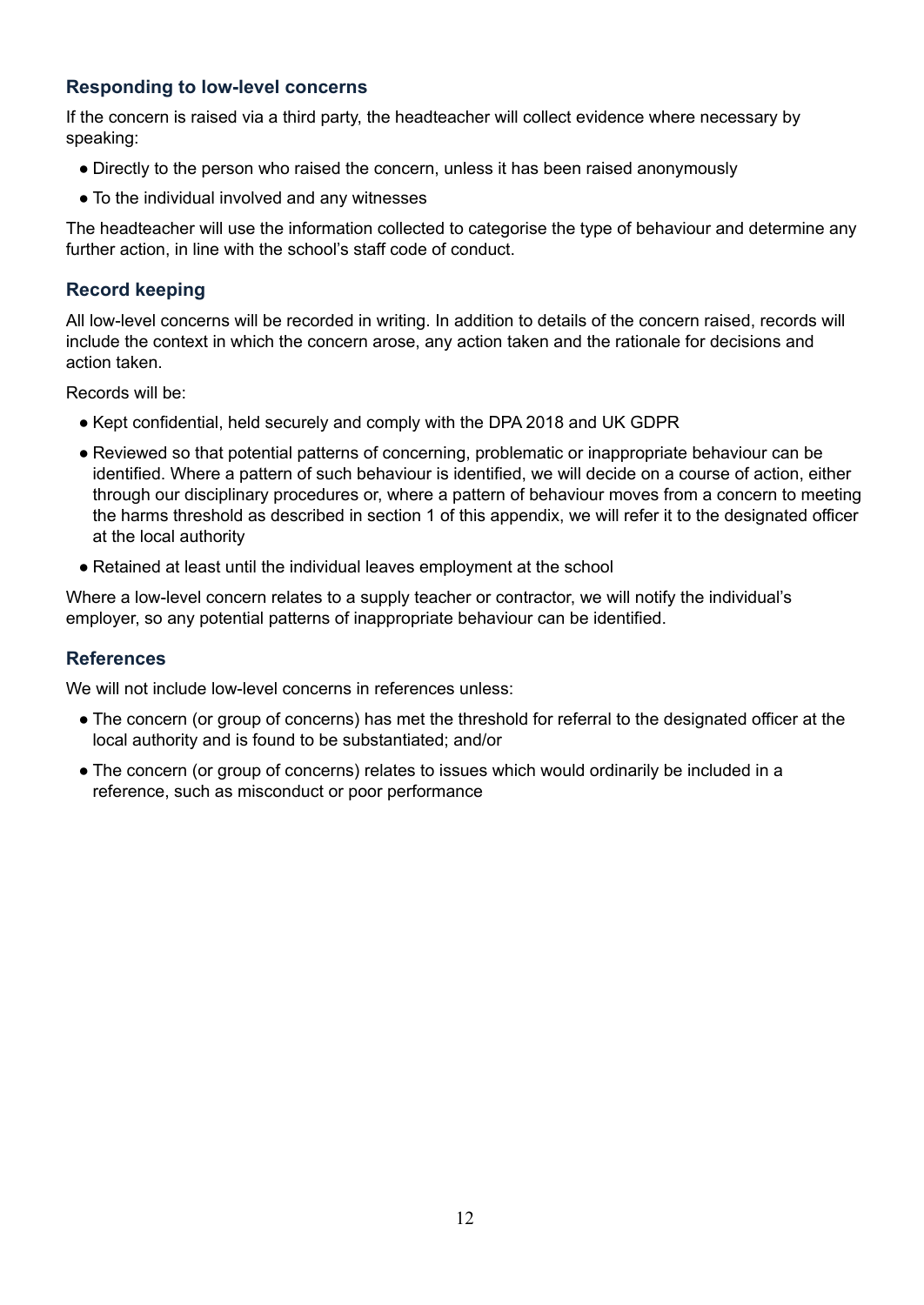### Responding to low-level concerns

If the concern is raised via a third party, the headteacher will collect evidence where necessary by speaking:

- Directly to the person who raised the concern, unless it has been raised anonymously
- To the individual involved and any witnesses

The headteacher will use the information collected to categorise the type of behaviour and determine any further action, in line with the school's staff code of conduct.

### Record keeping

All low-level concerns will be recorded in writing. In addition to details of the concern raised, records will include the context in which the concern arose, any action taken and the rationale for decisions and action taken.

Records will be:

- Kept confidential, held securely and comply with the DPA 2018 and UK GDPR
- Reviewed so that potential patterns of concerning, problematic or inappropriate behaviour can be identified. Where a pattern of such behaviour is identified, we will decide on a course of action, either through our disciplinary procedures or, where a pattern of behaviour moves from a concern to meeting the harms threshold as described in section 1 of this appendix, we will refer it to the designated officer at the local authority
- Retained at least until the individual leaves employment at the school

Where a low-level concern relates to a supply teacher or contractor, we will notify the individual's employer, so any potential patterns of inappropriate behaviour can be identified.

### References

We will not include low-level concerns in references unless:

- The concern (or group of concerns) has met the threshold for referral to the designated officer at the local authority and is found to be substantiated; and/or
- The concern (or group of concerns) relates to issues which would ordinarily be included in a reference, such as misconduct or poor performance